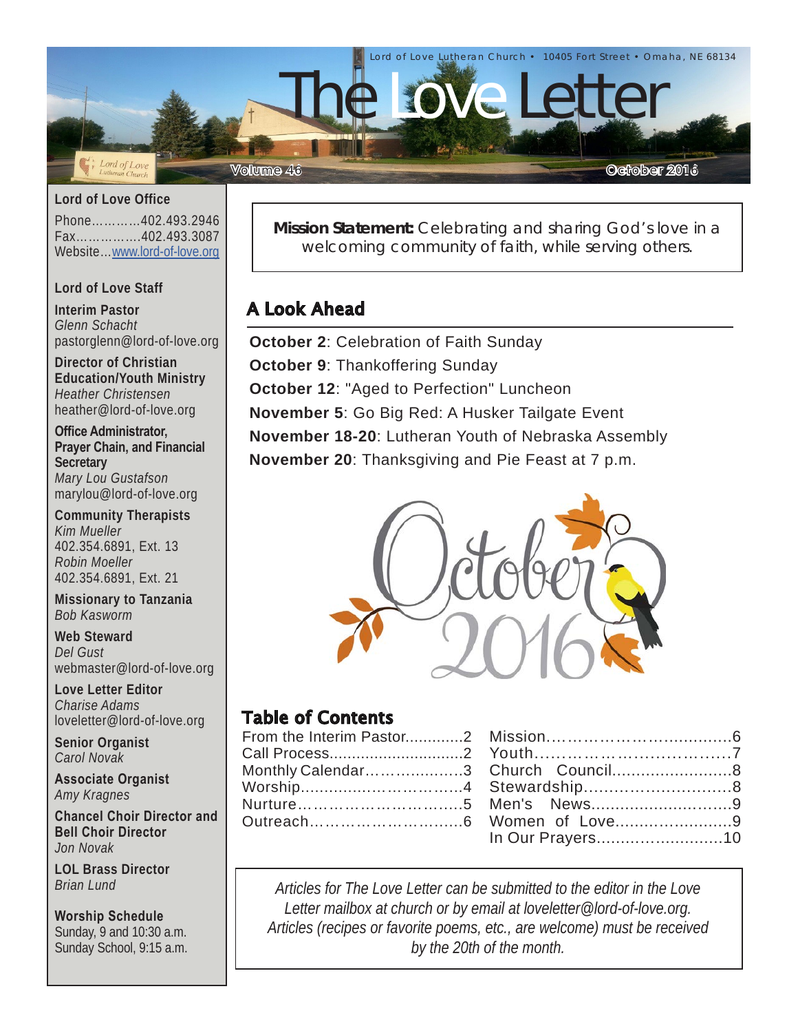Lord of Love Lutheran Church • 10405 Fort Street • Omaha, NE 68134

# The Love Letter

Volume 46 October 2016

**Mission Statement:** Celebrating and sharing God's love in a welcoming community of faith, while serving others.

## A Look Ahead

**October 2**: Celebration of Faith Sunday
**October 9**: Thankoffering Sunday
**October 12**: "Aged to Perfection" Luncheon
**November 5**: Go Big Red: A Husker Tailgate Event
**November 18-20**: Lutheran Youth of Nebraska Assembly
**November 20**: Thanksgiving and Pie Feast at 7 p.m.

## Table of Contents

| | | | |
|---|---|---|---|
| From the Interim Pastor | 2 | Mission | 6 |
| Call Process | 2 | Youth | 7 |
| Monthly Calendar | 3 | Church Council | 8 |
| Worship | 4 | Stewardship | 8 |
| Nurture | 5 | Men's News | 9 |
| Outreach | 6 | Women of Love | 9 |
| | | In Our Prayers | 10 |

*Articles for The Love Letter can be submitted to the editor in the Love Letter mailbox at church or by email at loveletter@lord-of-love.org. Articles (recipes or favorite poems, etc., are welcome) must be received by the 20th of the month.*

### Lord of Love Office

Phone............402.493.2946
Fax................402.493.3087
Website...www.lord-of-love.org

### Lord of Love Staff

**Interim Pastor**
*Glenn Schacht*
pastorglenn@lord-of-love.org

**Director of Christian Education/Youth Ministry**
*Heather Christensen*
heather@lord-of-love.org

**Office Administrator, Prayer Chain, and Financial Secretary**
*Mary Lou Gustafson*
marylou@lord-of-love.org

**Community Therapists**
*Kim Mueller*
402.354.6891, Ext. 13
*Robin Moeller*
402.354.6891, Ext. 21

**Missionary to Tanzania**
*Bob Kasworm*

**Web Steward**
*Del Gust*
webmaster@lord-of-love.org

**Love Letter Editor**
*Charise Adams*
loveletter@lord-of-love.org

**Senior Organist**
*Carol Novak*

**Associate Organist**
*Amy Kragnes*

**Chancel Choir Director and Bell Choir Director**
*Jon Novak*

**LOL Brass Director**
*Brian Lund*

**Worship Schedule**
Sunday, 9 and 10:30 a.m.
Sunday School, 9:15 a.m.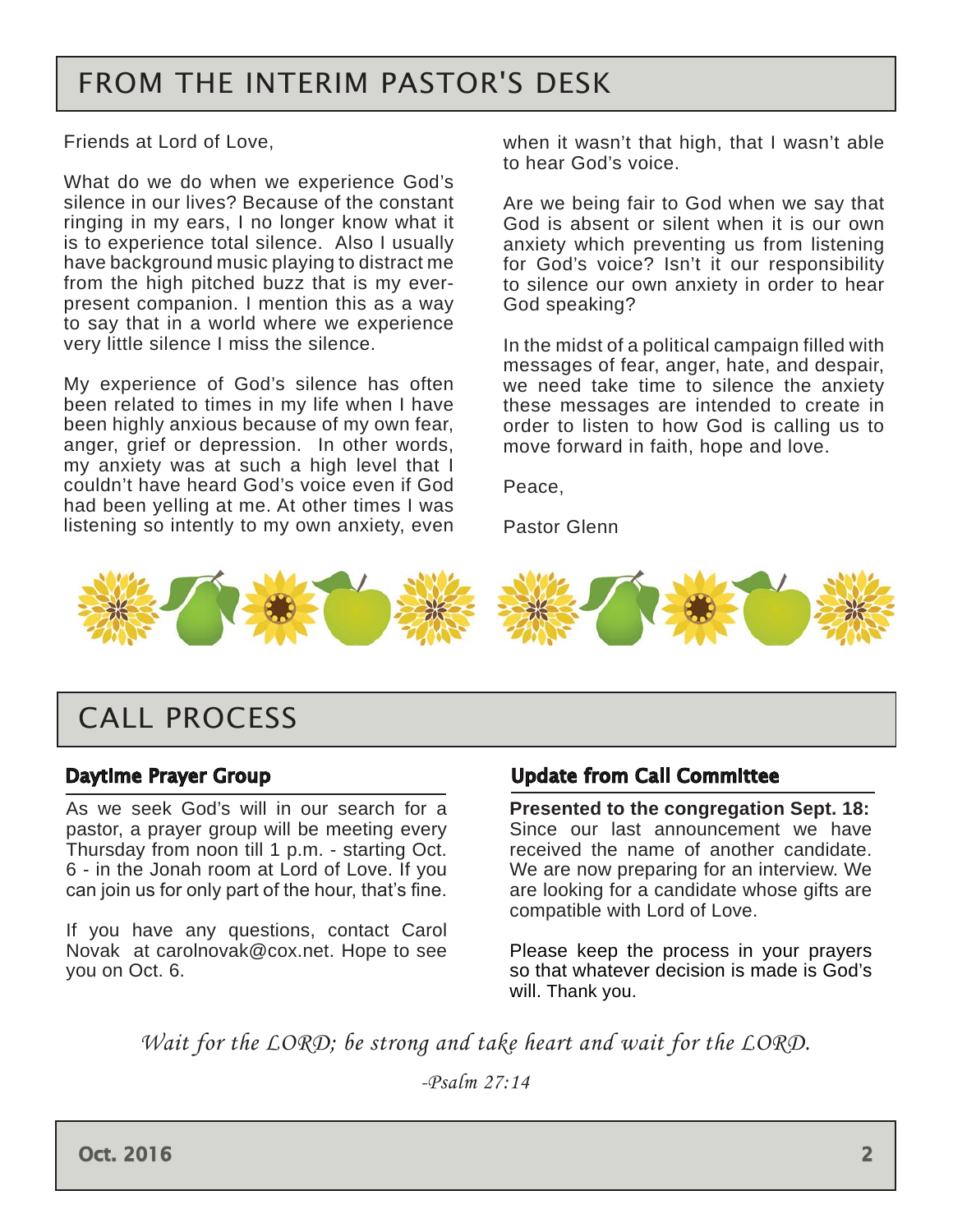# FROM THE INTERIM PASTOR'S DESK

Friends at Lord of Love,

What do we do when we experience God's silence in our lives? Because of the constant ringing in my ears, I no longer know what it is to experience total silence. Also I usually have background music playing to distract me from the high pitched buzz that is my ever-present companion. I mention this as a way to say that in a world where we experience very little silence I miss the silence.

My experience of God's silence has often been related to times in my life when I have been highly anxious because of my own fear, anger, grief or depression. In other words, my anxiety was at such a high level that I couldn't have heard God's voice even if God had been yelling at me. At other times I was listening so intently to my own anxiety, even when it wasn't that high, that I wasn't able to hear God's voice.

Are we being fair to God when we say that God is absent or silent when it is our own anxiety which preventing us from listening for God's voice? Isn't it our responsibility to silence our own anxiety in order to hear God speaking?

In the midst of a political campaign filled with messages of fear, anger, hate, and despair, we need take time to silence the anxiety these messages are intended to create in order to listen to how God is calling us to move forward in faith, hope and love.

Peace,

Pastor Glenn

# CALL PROCESS

## Daytime Prayer Group

As we seek God's will in our search for a pastor, a prayer group will be meeting every Thursday from noon till 1 p.m. - starting Oct. 6 - in the Jonah room at Lord of Love. If you can join us for only part of the hour, that's fine.

If you have any questions, contact Carol Novak at carolnovak@cox.net. Hope to see you on Oct. 6.

## Update from Call Committee

**Presented to the congregation Sept. 18:** Since our last announcement we have received the name of another candidate. We are now preparing for an interview. We are looking for a candidate whose gifts are compatible with Lord of Love.

Please keep the process in your prayers so that whatever decision is made is God's will. Thank you.

*Wait for the LORD; be strong and take heart and wait for the LORD.*

*-Psalm 27:14*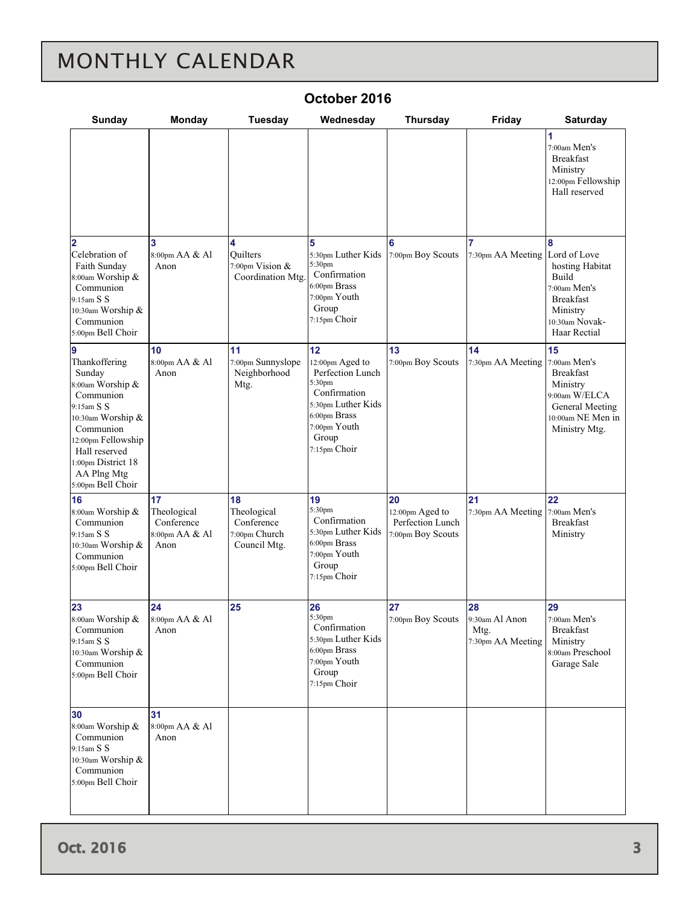# MONTHLY CALENDAR

## October 2016

| Sunday | Monday | Tuesday | Wednesday | Thursday | Friday | Saturday |
|---|---|---|---|---|---|---|
| | | | | | | **1** 7:00am Men's Breakfast Ministry 12:00pm Fellowship Hall reserved |
| **2** Celebration of Faith Sunday 8:00am Worship & Communion 9:15am S S 10:30am Worship & Communion 5:00pm Bell Choir | **3** 8:00pm AA & Al Anon | **4** Quilters 7:00pm Vision & Coordination Mtg. | **5** 5:30pm Luther Kids 5:30pm Confirmation 6:00pm Brass 7:00pm Youth Group 7:15pm Choir | **6** 7:00pm Boy Scouts | **7** 7:30pm AA Meeting | **8** Lord of Love hosting Habitat Build 7:00am Men's Breakfast Ministry 10:30am Novak-Haar Rectial |
| **9** Thankoffering Sunday 8:00am Worship & Communion 9:15am S S 10:30am Worship & Communion 12:00pm Fellowship Hall reserved 1:00pm District 18 AA Plng Mtg 5:00pm Bell Choir | **10** 8:00pm AA & Al Anon | **11** 7:00pm Sunnyslope Neighborhood Mtg. | **12** 12:00pm Aged to Perfection Lunch 5:30pm Confirmation 5:30pm Luther Kids 6:00pm Brass 7:00pm Youth Group 7:15pm Choir | **13** 7:00pm Boy Scouts | **14** 7:30pm AA Meeting | **15** 7:00am Men's Breakfast Ministry 9:00am W/ELCA General Meeting 10:00am NE Men in Ministry Mtg. |
| **16** 8:00am Worship & Communion 9:15am S S 10:30am Worship & Communion 5:00pm Bell Choir | **17** Theological Conference 8:00pm AA & Al Anon | **18** Theological Conference 7:00pm Church Council Mtg. | **19** 5:30pm Confirmation 5:30pm Luther Kids 6:00pm Brass 7:00pm Youth Group 7:15pm Choir | **20** 12:00pm Aged to Perfection Lunch 7:00pm Boy Scouts | **21** 7:30pm AA Meeting | **22** 7:00am Men's Breakfast Ministry |
| **23** 8:00am Worship & Communion 9:15am S S 10:30am Worship & Communion 5:00pm Bell Choir | **24** 8:00pm AA & Al Anon | **25** | **26** 5:30pm Confirmation 5:30pm Luther Kids 6:00pm Brass 7:00pm Youth Group 7:15pm Choir | **27** 7:00pm Boy Scouts | **28** 9:30am Al Anon Mtg. 7:30pm AA Meeting | **29** 7:00am Men's Breakfast Ministry 8:00am Preschool Garage Sale |
| **30** 8:00am Worship & Communion 9:15am S S 10:30am Worship & Communion 5:00pm Bell Choir | **31** 8:00pm AA & Al Anon | | | | | |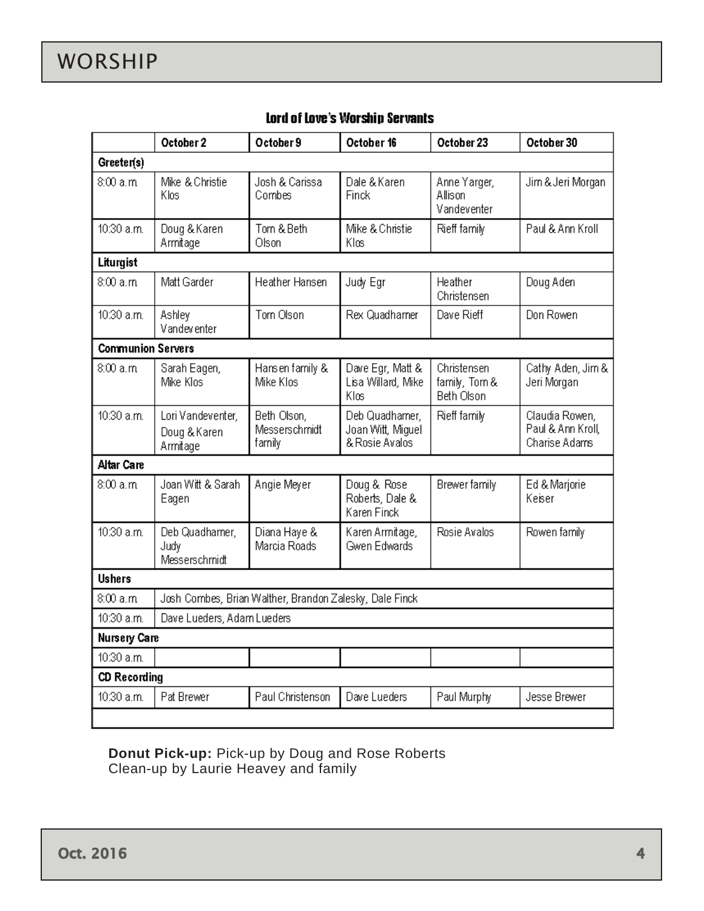# WORSHIP

**Lord of Love's Worship Servants**

| | October 2 | October 9 | October 16 | October 23 | October 30 |
|---|---|---|---|---|---|
| **Greeter(s)** | | | | | |
| 8:00 a.m. | Mike & Christie Klos | Josh & Carissa Combes | Dale & Karen Finck | Anne Yarger, Allison Vandeventer | Jim & Jeri Morgan |
| 10:30 a.m. | Doug & Karen Armitage | Tom & Beth Olson | Mike & Christie Klos | Rieff family | Paul & Ann Kroll |
| **Liturgist** | | | | | |
| 8:00 a.m. | Matt Garder | Heather Hansen | Judy Egr | Heather Christensen | Doug Aden |
| 10:30 a.m. | Ashley Vandeventer | Tom Olson | Rex Quadhamer | Dave Rieff | Don Rowen |
| **Communion Servers** | | | | | |
| 8:00 a.m. | Sarah Eagen, Mike Klos | Hansen family & Mike Klos | Dave Egr, Matt & Lisa Willard, Mike Klos | Christensen family, Tom & Beth Olson | Cathy Aden, Jim & Jeri Morgan |
| 10:30 a.m. | Lori Vandeventer, Doug & Karen Armitage | Beth Olson, Messerschmidt family | Deb Quadhamer, Joan Witt, Miguel & Rosie Avalos | Rieff family | Claudia Rowen, Paul & Ann Kroll, Charise Adams |
| **Altar Care** | | | | | |
| 8:00 a.m. | Joan Witt & Sarah Eagen | Angie Meyer | Doug & Rose Roberts, Dale & Karen Finck | Brewer family | Ed & Marjorie Keiser |
| 10:30 a.m. | Deb Quadhamer, Judy Messerschmidt | Diana Haye & Marcia Roads | Karen Armitage, Gwen Edwards | Rosie Avalos | Rowen family |
| **Ushers** | | | | | |
| 8:00 a.m. | Josh Combes, Brian Walther, Brandon Zalesky, Dale Finck | | | | |
| 10:30 a.m. | Dave Lueders, Adam Lueders | | | | |
| **Nursery Care** | | | | | |
| 10:30 a.m. | | | | | |
| **CD Recording** | | | | | |
| 10:30 a.m. | Pat Brewer | Paul Christenson | Dave Lueders | Paul Murphy | Jesse Brewer |

**Donut Pick-up:** Pick-up by Doug and Rose Roberts
Clean-up by Laurie Heavey and family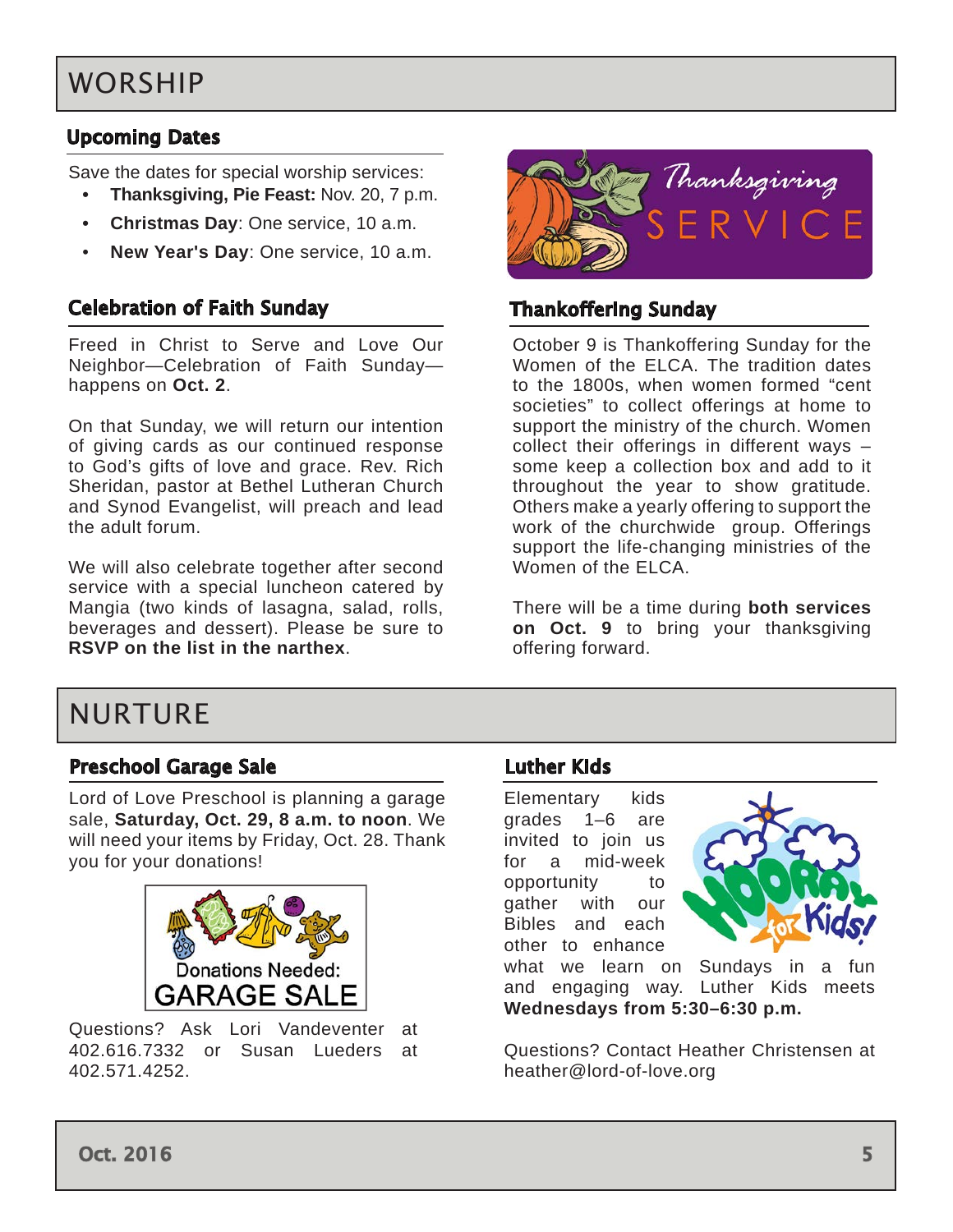# WORSHIP

## Upcoming Dates

Save the dates for special worship services:

- **Thanksgiving, Pie Feast:** Nov. 20, 7 p.m.
- **Christmas Day**: One service, 10 a.m.
- **New Year's Day**: One service, 10 a.m.

## Celebration of Faith Sunday

Freed in Christ to Serve and Love Our Neighbor—Celebration of Faith Sunday—happens on **Oct. 2**.

On that Sunday, we will return our intention of giving cards as our continued response to God's gifts of love and grace. Rev. Rich Sheridan, pastor at Bethel Lutheran Church and Synod Evangelist, will preach and lead the adult forum.

We will also celebrate together after second service with a special luncheon catered by Mangia (two kinds of lasagna, salad, rolls, beverages and dessert). Please be sure to **RSVP on the list in the narthex**.

Thanksgiving SERVICE

## Thankoffering Sunday

October 9 is Thankoffering Sunday for the Women of the ELCA. The tradition dates to the 1800s, when women formed "cent societies" to collect offerings at home to support the ministry of the church. Women collect their offerings in different ways – some keep a collection box and add to it throughout the year to show gratitude. Others make a yearly offering to support the work of the churchwide group. Offerings support the life-changing ministries of the Women of the ELCA.

There will be a time during **both services on Oct. 9** to bring your thanksgiving offering forward.

# NURTURE

## Preschool Garage Sale

Lord of Love Preschool is planning a garage sale, **Saturday, Oct. 29, 8 a.m. to noon**. We will need your items by Friday, Oct. 28. Thank you for your donations!

Donations Needed:
GARAGE SALE

Questions? Ask Lori Vandeventer at 402.616.7332 or Susan Lueders at 402.571.4252.

## Luther Kids

Elementary kids grades 1–6 are invited to join us for a mid-week opportunity to gather with our Bibles and each other to enhance what we learn on Sundays in a fun and engaging way. Luther Kids meets **Wednesdays from 5:30–6:30 p.m.**

Questions? Contact Heather Christensen at heather@lord-of-love.org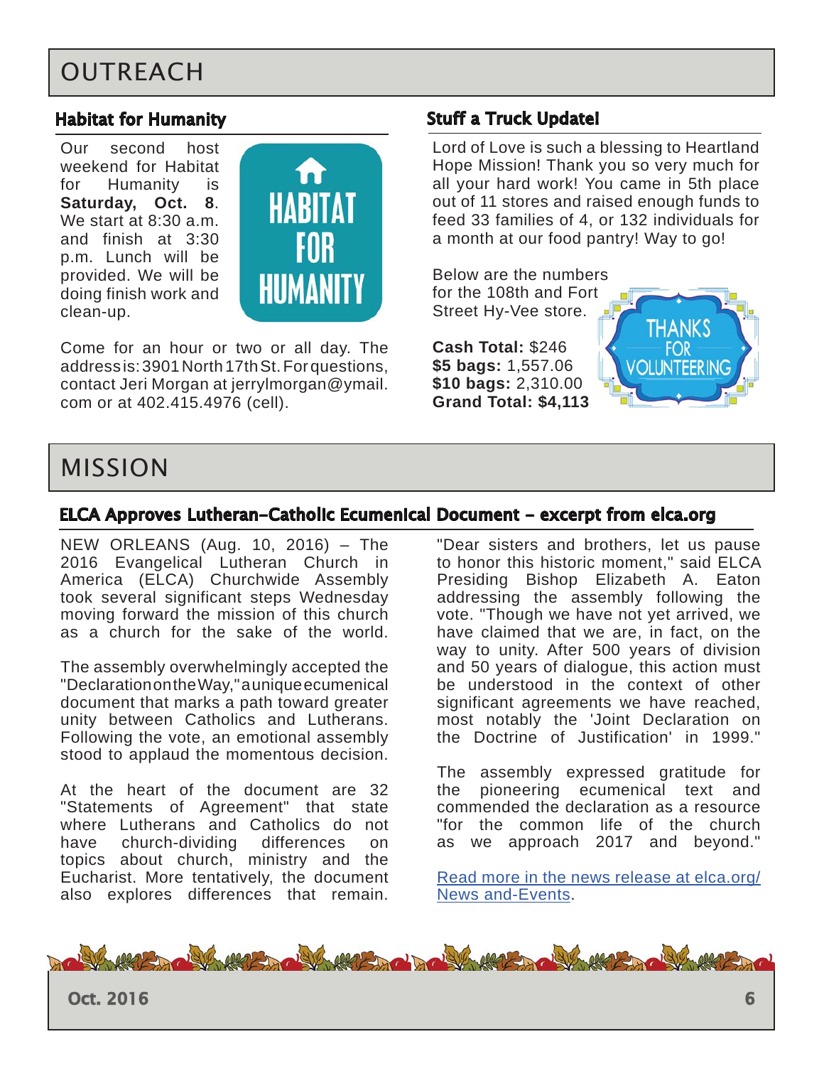# OUTREACH

## Habitat for Humanity

Our second host weekend for Habitat for Humanity is **Saturday, Oct. 8**. We start at 8:30 a.m. and finish at 3:30 p.m. Lunch will be provided. We will be doing finish work and clean-up.

Come for an hour or two or all day. The address is: 3901 North 17th St. For questions, contact Jeri Morgan at jerrylmorgan@ymail.com or at 402.415.4976 (cell).

## Stuff a Truck Update!

Lord of Love is such a blessing to Heartland Hope Mission! Thank you so very much for all your hard work! You came in 5th place out of 11 stores and raised enough funds to feed 33 families of 4, or 132 individuals for a month at our food pantry! Way to go!

Below are the numbers for the 108th and Fort Street Hy-Vee store.

**Cash Total:** $246
**$5 bags:** 1,557.06
**$10 bags:** 2,310.00
**Grand Total: $4,113**

# MISSION

## ELCA Approves Lutheran-Catholic Ecumenical Document - excerpt from elca.org

NEW ORLEANS (Aug. 10, 2016) – The 2016 Evangelical Lutheran Church in America (ELCA) Churchwide Assembly took several significant steps Wednesday moving forward the mission of this church as a church for the sake of the world.

The assembly overwhelmingly accepted the "Declaration on the Way," a unique ecumenical document that marks a path toward greater unity between Catholics and Lutherans. Following the vote, an emotional assembly stood to applaud the momentous decision.

At the heart of the document are 32 "Statements of Agreement" that state where Lutherans and Catholics do not have church-dividing differences on topics about church, ministry and the Eucharist. More tentatively, the document also explores differences that remain.

"Dear sisters and brothers, let us pause to honor this historic moment," said ELCA Presiding Bishop Elizabeth A. Eaton addressing the assembly following the vote. "Though we have not yet arrived, we have claimed that we are, in fact, on the way to unity. After 500 years of division and 50 years of dialogue, this action must be understood in the context of other significant agreements we have reached, most notably the 'Joint Declaration on the Doctrine of Justification' in 1999."

The assembly expressed gratitude for the pioneering ecumenical text and commended the declaration as a resource "for the common life of the church as we approach 2017 and beyond."

Read more in the news release at elca.org/News and-Events.

Oct. 2016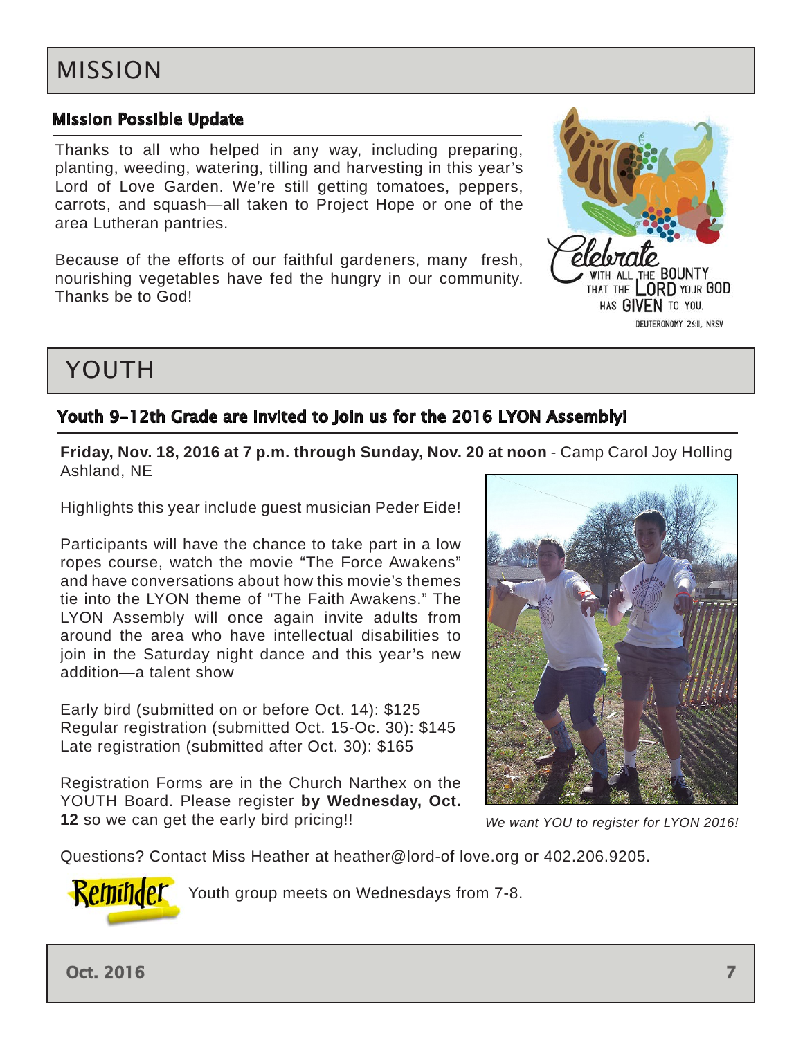# MISSION

## Mission Possible Update

Thanks to all who helped in any way, including preparing, planting, weeding, watering, tilling and harvesting in this year's Lord of Love Garden. We're still getting tomatoes, peppers, carrots, and squash—all taken to Project Hope or one of the area Lutheran pantries.

Because of the efforts of our faithful gardeners, many fresh, nourishing vegetables have fed the hungry in our community. Thanks be to God!

Celebrate WITH ALL THE BOUNTY THAT THE LORD YOUR GOD HAS GIVEN TO YOU.
DEUTERONOMY 26:11, NRSV

# YOUTH

## Youth 9-12th Grade are Invited to Join us for the 2016 LYON Assembly!

**Friday, Nov. 18, 2016 at 7 p.m. through Sunday, Nov. 20 at noon** - Camp Carol Joy Holling Ashland, NE

Highlights this year include guest musician Peder Eide!

Participants will have the chance to take part in a low ropes course, watch the movie "The Force Awakens" and have conversations about how this movie's themes tie into the LYON theme of "The Faith Awakens." The LYON Assembly will once again invite adults from around the area who have intellectual disabilities to join in the Saturday night dance and this year's new addition—a talent show

Early bird (submitted on or before Oct. 14): $125
Regular registration (submitted Oct. 15-Oc. 30): $145
Late registration (submitted after Oct. 30): $165

Registration Forms are in the Church Narthex on the YOUTH Board. Please register **by Wednesday, Oct. 12** so we can get the early bird pricing!!

*We want YOU to register for LYON 2016!*

Questions? Contact Miss Heather at heather@lord-of love.org or 402.206.9205.

Reminder: Youth group meets on Wednesdays from 7-8.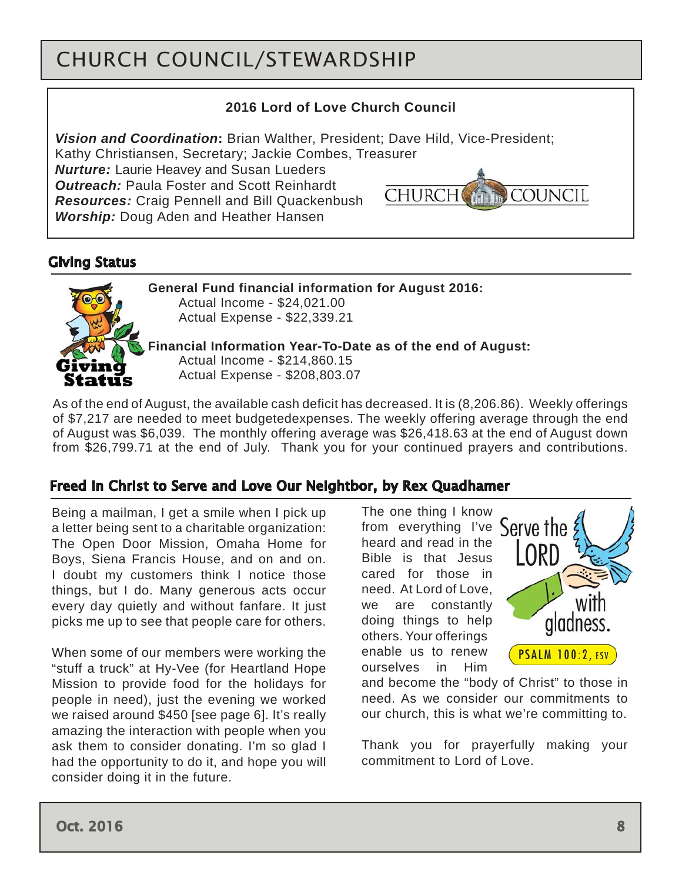# CHURCH COUNCIL/STEWARDSHIP

**2016 Lord of Love Church Council**

***Vision and Coordination*:** Brian Walther, President; Dave Hild, Vice-President; Kathy Christiansen, Secretary; Jackie Combes, Treasurer
***Nurture:*** Laurie Heavey and Susan Lueders
***Outreach:*** Paula Foster and Scott Reinhardt
***Resources:*** Craig Pennell and Bill Quackenbush
***Worship:*** Doug Aden and Heather Hansen

## Giving Status

**General Fund financial information for August 2016:**
Actual Income - $24,021.00
Actual Expense - $22,339.21

**Financial Information Year-To-Date as of the end of August:**
Actual Income - $214,860.15
Actual Expense - $208,803.07

As of the end of August, the available cash deficit has decreased. It is (8,206.86). Weekly offerings of $7,217 are needed to meet budgetedexpenses. The weekly offering average through the end of August was $6,039. The monthly offering average was $26,418.63 at the end of August down from $26,799.71 at the end of July. Thank you for your continued prayers and contributions.

## Freed In Christ to Serve and Love Our Neightbor, by Rex Quadhamer

Being a mailman, I get a smile when I pick up a letter being sent to a charitable organization: The Open Door Mission, Omaha Home for Boys, Siena Francis House, and on and on. I doubt my customers think I notice those things, but I do. Many generous acts occur every day quietly and without fanfare. It just picks me up to see that people care for others.

When some of our members were working the "stuff a truck" at Hy-Vee (for Heartland Hope Mission to provide food for the holidays for people in need), just the evening we worked we raised around $450 [see page 6]. It's really amazing the interaction with people when you ask them to consider donating. I'm so glad I had the opportunity to do it, and hope you will consider doing it in the future.

The one thing I know from everything I've heard and read in the Bible is that Jesus cared for those in need. At Lord of Love, we are constantly doing things to help others. Your offerings enable us to renew ourselves in Him and become the "body of Christ" to those in need. As we consider our commitments to our church, this is what we're committing to.

Serve the LORD with gladness.
PSALM 100:2, ESV

Thank you for prayerfully making your commitment to Lord of Love.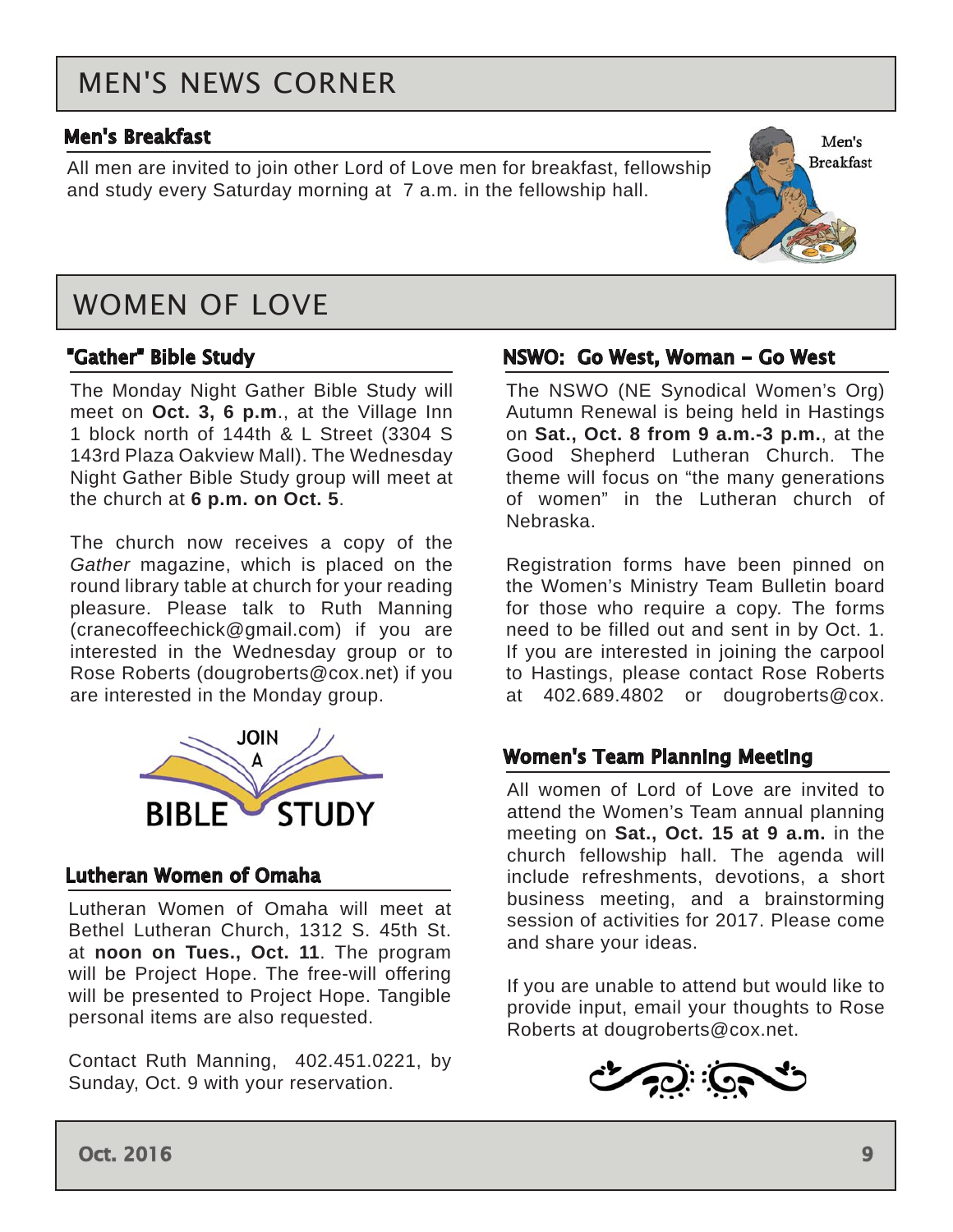# MEN'S NEWS CORNER

## Men's Breakfast

All men are invited to join other Lord of Love men for breakfast, fellowship and study every Saturday morning at 7 a.m. in the fellowship hall.

# WOMEN OF LOVE

## "Gather" Bible Study

The Monday Night Gather Bible Study will meet on **Oct. 3, 6 p.m**., at the Village Inn 1 block north of 144th & L Street (3304 S 143rd Plaza Oakview Mall). The Wednesday Night Gather Bible Study group will meet at the church at **6 p.m. on Oct. 5**.

The church now receives a copy of the *Gather* magazine, which is placed on the round library table at church for your reading pleasure. Please talk to Ruth Manning (cranecoffeechick@gmail.com) if you are interested in the Wednesday group or to Rose Roberts (dougroberts@cox.net) if you are interested in the Monday group.

## Lutheran Women of Omaha

Lutheran Women of Omaha will meet at Bethel Lutheran Church, 1312 S. 45th St. at **noon on Tues., Oct. 11**. The program will be Project Hope. The free-will offering will be presented to Project Hope. Tangible personal items are also requested.

Contact Ruth Manning, 402.451.0221, by Sunday, Oct. 9 with your reservation.

## NSWO: Go West, Woman – Go West

The NSWO (NE Synodical Women's Org) Autumn Renewal is being held in Hastings on **Sat., Oct. 8 from 9 a.m.-3 p.m.**, at the Good Shepherd Lutheran Church. The theme will focus on "the many generations of women" in the Lutheran church of Nebraska.

Registration forms have been pinned on the Women's Ministry Team Bulletin board for those who require a copy. The forms need to be filled out and sent in by Oct. 1. If you are interested in joining the carpool to Hastings, please contact Rose Roberts at 402.689.4802 or dougroberts@cox.

## Women's Team Planning Meeting

All women of Lord of Love are invited to attend the Women's Team annual planning meeting on **Sat., Oct. 15 at 9 a.m.** in the church fellowship hall. The agenda will include refreshments, devotions, a short business meeting, and a brainstorming session of activities for 2017. Please come and share your ideas.

If you are unable to attend but would like to provide input, email your thoughts to Rose Roberts at dougroberts@cox.net.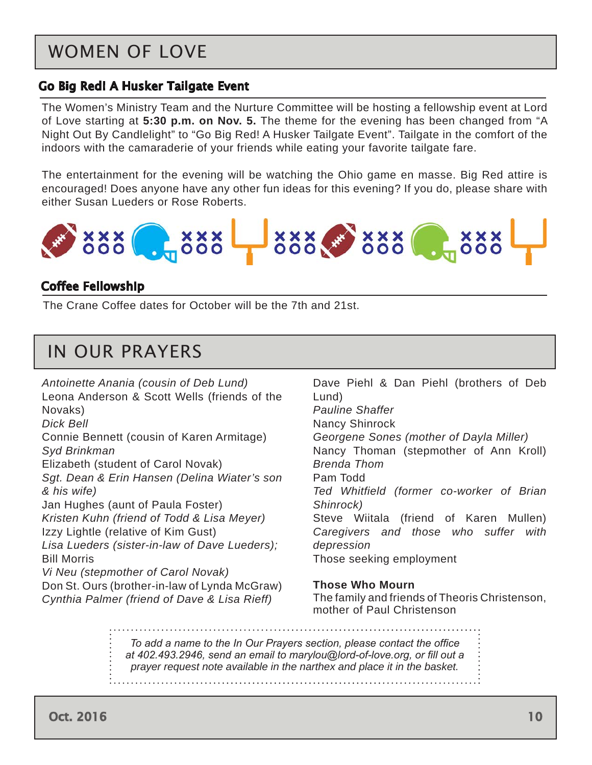# WOMEN OF LOVE

## Go Big Red! A Husker Tailgate Event

The Women's Ministry Team and the Nurture Committee will be hosting a fellowship event at Lord of Love starting at **5:30 p.m. on Nov. 5.** The theme for the evening has been changed from "A Night Out By Candlelight" to "Go Big Red! A Husker Tailgate Event". Tailgate in the comfort of the indoors with the camaraderie of your friends while eating your favorite tailgate fare.

The entertainment for the evening will be watching the Ohio game en masse. Big Red attire is encouraged! Does anyone have any other fun ideas for this evening? If you do, please share with either Susan Lueders or Rose Roberts.

## Coffee Fellowship

The Crane Coffee dates for October will be the 7th and 21st.

# IN OUR PRAYERS

*Antoinette Anania (cousin of Deb Lund)*
Leona Anderson & Scott Wells (friends of the Novaks)
*Dick Bell*
Connie Bennett (cousin of Karen Armitage)
*Syd Brinkman*
Elizabeth (student of Carol Novak)
*Sgt. Dean & Erin Hansen (Delina Wiater's son & his wife)*
Jan Hughes (aunt of Paula Foster)
*Kristen Kuhn (friend of Todd & Lisa Meyer)*
Izzy Lightle (relative of Kim Gust)
*Lisa Lueders (sister-in-law of Dave Lueders);*
Bill Morris
*Vi Neu (stepmother of Carol Novak)*
Don St. Ours (brother-in-law of Lynda McGraw)
*Cynthia Palmer (friend of Dave & Lisa Rieff)*
Dave Piehl & Dan Piehl (brothers of Deb Lund)
*Pauline Shaffer*
Nancy Shinrock
*Georgene Sones (mother of Dayla Miller)*
Nancy Thoman (stepmother of Ann Kroll)
*Brenda Thom*
Pam Todd
*Ted Whitfield (former co-worker of Brian Shinrock)*
Steve Wiitala (friend of Karen Mullen)
*Caregivers and those who suffer with depression*
Those seeking employment

**Those Who Mourn**
The family and friends of Theoris Christenson, mother of Paul Christenson

*To add a name to the In Our Prayers section, please contact the office at 402.493.2946, send an email to marylou@lord-of-love.org, or fill out a prayer request note available in the narthex and place it in the basket.*